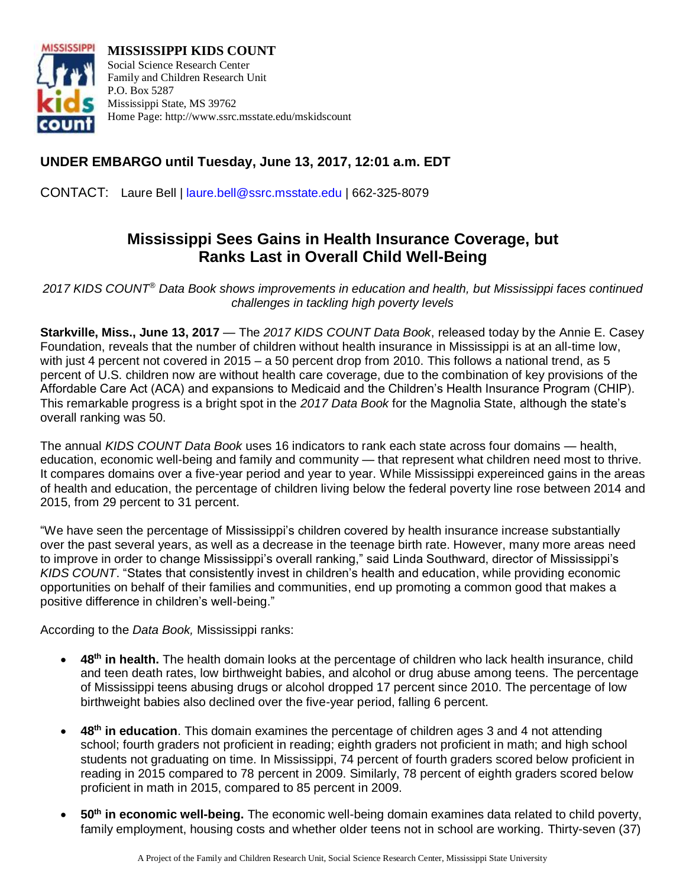**MISSISSIPPI KIDS COUNT**
Social Science Research Center
Family and Children Research Unit
P.O. Box 5287
Mississippi State, MS 39762
Home Page: http://www.ssrc.msstate.edu/mskidscount

**UNDER EMBARGO until Tuesday, June 13, 2017, 12:01 a.m. EDT**

CONTACT: Laure Bell | laure.bell@ssrc.msstate.edu | 662-325-8079

# Mississippi Sees Gains in Health Insurance Coverage, but Ranks Last in Overall Child Well-Being

*2017 KIDS COUNT® Data Book shows improvements in education and health, but Mississippi faces continued challenges in tackling high poverty levels*

**Starkville, Miss., June 13, 2017** — The *2017 KIDS COUNT Data Book*, released today by the Annie E. Casey Foundation, reveals that the number of children without health insurance in Mississippi is at an all-time low, with just 4 percent not covered in 2015 – a 50 percent drop from 2010. This follows a national trend, as 5 percent of U.S. children now are without health care coverage, due to the combination of key provisions of the Affordable Care Act (ACA) and expansions to Medicaid and the Children's Health Insurance Program (CHIP). This remarkable progress is a bright spot in the *2017 Data Book* for the Magnolia State, although the state's overall ranking was 50.

The annual *KIDS COUNT Data Book* uses 16 indicators to rank each state across four domains — health, education, economic well-being and family and community — that represent what children need most to thrive. It compares domains over a five-year period and year to year. While Mississippi expereinced gains in the areas of health and education, the percentage of children living below the federal poverty line rose between 2014 and 2015, from 29 percent to 31 percent.

"We have seen the percentage of Mississippi's children covered by health insurance increase substantially over the past several years, as well as a decrease in the teenage birth rate. However, many more areas need to improve in order to change Mississippi's overall ranking," said Linda Southward, director of Mississippi's *KIDS COUNT*. "States that consistently invest in children's health and education, while providing economic opportunities on behalf of their families and communities, end up promoting a common good that makes a positive difference in children's well-being."

According to the *Data Book,* Mississippi ranks:

- **48th in health.** The health domain looks at the percentage of children who lack health insurance, child and teen death rates, low birthweight babies, and alcohol or drug abuse among teens. The percentage of Mississippi teens abusing drugs or alcohol dropped 17 percent since 2010. The percentage of low birthweight babies also declined over the five-year period, falling 6 percent.

- **48th in education**. This domain examines the percentage of children ages 3 and 4 not attending school; fourth graders not proficient in reading; eighth graders not proficient in math; and high school students not graduating on time. In Mississippi, 74 percent of fourth graders scored below proficient in reading in 2015 compared to 78 percent in 2009. Similarly, 78 percent of eighth graders scored below proficient in math in 2015, compared to 85 percent in 2009.

- **50th in economic well-being.** The economic well-being domain examines data related to child poverty, family employment, housing costs and whether older teens not in school are working. Thirty-seven (37)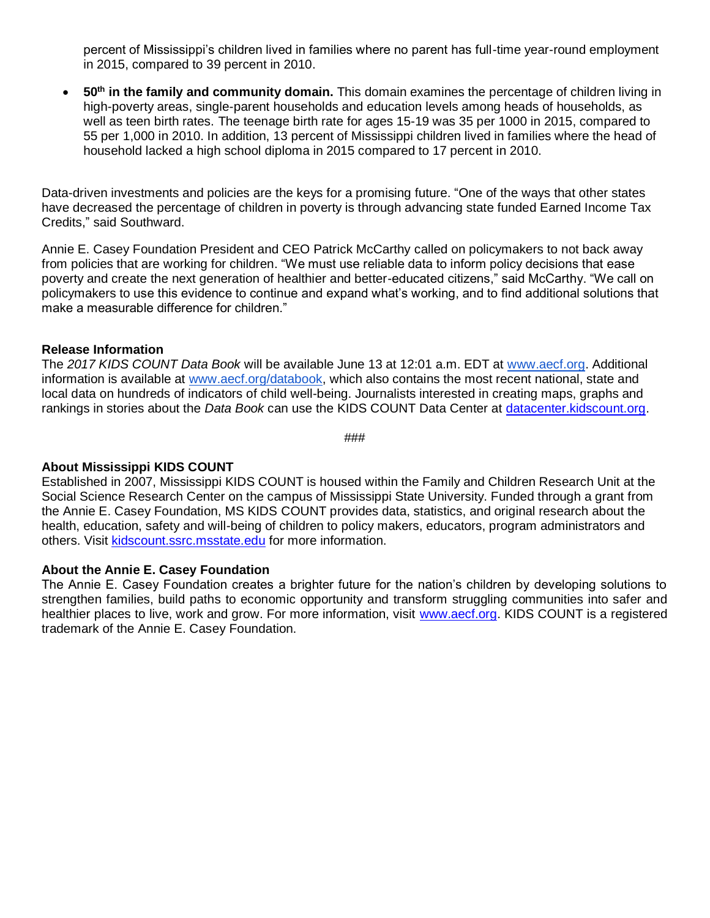percent of Mississippi's children lived in families where no parent has full-time year-round employment in 2015, compared to 39 percent in 2010.

- **50th in the family and community domain.** This domain examines the percentage of children living in high-poverty areas, single-parent households and education levels among heads of households, as well as teen birth rates. The teenage birth rate for ages 15-19 was 35 per 1000 in 2015, compared to 55 per 1,000 in 2010. In addition, 13 percent of Mississippi children lived in families where the head of household lacked a high school diploma in 2015 compared to 17 percent in 2010.

Data-driven investments and policies are the keys for a promising future. "One of the ways that other states have decreased the percentage of children in poverty is through advancing state funded Earned Income Tax Credits," said Southward.

Annie E. Casey Foundation President and CEO Patrick McCarthy called on policymakers to not back away from policies that are working for children. "We must use reliable data to inform policy decisions that ease poverty and create the next generation of healthier and better-educated citizens," said McCarthy. "We call on policymakers to use this evidence to continue and expand what's working, and to find additional solutions that make a measurable difference for children."

**Release Information**
The *2017 KIDS COUNT Data Book* will be available June 13 at 12:01 a.m. EDT at www.aecf.org. Additional information is available at www.aecf.org/databook, which also contains the most recent national, state and local data on hundreds of indicators of child well-being. Journalists interested in creating maps, graphs and rankings in stories about the *Data Book* can use the KIDS COUNT Data Center at datacenter.kidscount.org.

###

**About Mississippi KIDS COUNT**
Established in 2007, Mississippi KIDS COUNT is housed within the Family and Children Research Unit at the Social Science Research Center on the campus of Mississippi State University. Funded through a grant from the Annie E. Casey Foundation, MS KIDS COUNT provides data, statistics, and original research about the health, education, safety and will-being of children to policy makers, educators, program administrators and others. Visit kidscount.ssrc.msstate.edu for more information.

**About the Annie E. Casey Foundation**
The Annie E. Casey Foundation creates a brighter future for the nation's children by developing solutions to strengthen families, build paths to economic opportunity and transform struggling communities into safer and healthier places to live, work and grow. For more information, visit www.aecf.org. KIDS COUNT is a registered trademark of the Annie E. Casey Foundation.